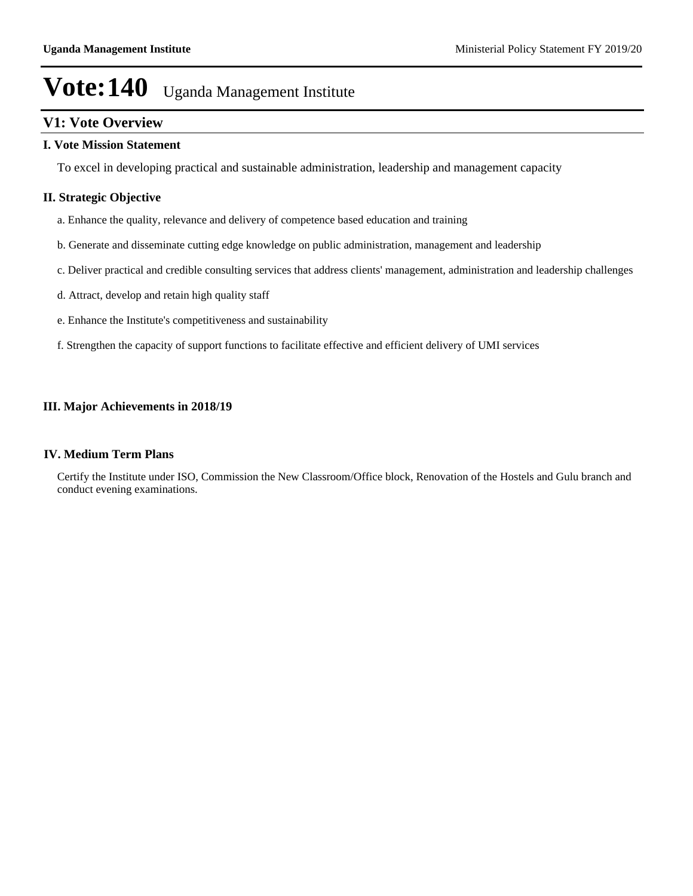# Vote:140 Uganda Management Institute

## V1: Vote Overview

### I. Vote Mission Statement

To excel in developing practical and sustainable administration, leadership and management capacity

### II. Strategic Objective

a. Enhance the quality, relevance and delivery of competence based education and training

b. Generate and disseminate cutting edge knowledge on public administration, management and leadership

c. Deliver practical and credible consulting services that address clients' management, administration and leadership challenges

d. Attract, develop and retain high quality staff

e. Enhance the Institute's competitiveness and sustainability

f. Strengthen the capacity of support functions to facilitate effective and efficient delivery of UMI services

### III. Major Achievements in 2018/19

### IV. Medium Term Plans

Certify the Institute under ISO, Commission the New Classroom/Office block, Renovation of the Hostels and Gulu branch and conduct evening examinations.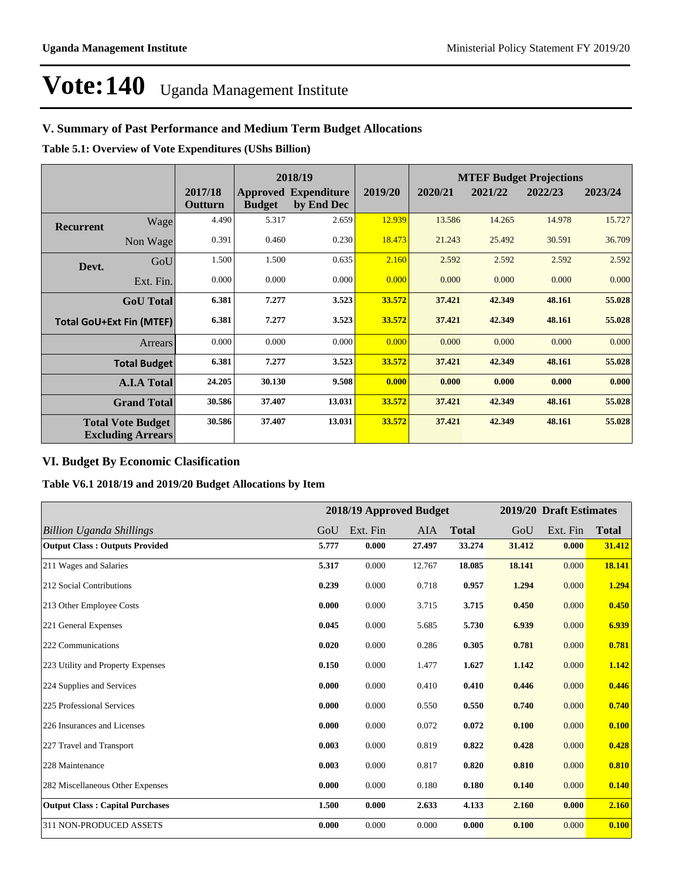# Vote:140 Uganda Management Institute

## V. Summary of Past Performance and Medium Term Budget Allocations

**Table 5.1: Overview of Vote Expenditures (UShs Billion)**

| | | | 2018/19 | | | MTEF Budget Projections | | | |
|---|---|---|---|---|---|---|---|---|---|
| | | 2017/18 Outturn | Approved Budget | Expenditure by End Dec | 2019/20 | 2020/21 | 2021/22 | 2022/23 | 2023/24 |
| **Recurrent** | Wage | 4.490 | 5.317 | 2.659 | 12.939 | 13.586 | 14.265 | 14.978 | 15.727 |
| | Non Wage | 0.391 | 0.460 | 0.230 | 18.473 | 21.243 | 25.492 | 30.591 | 36.709 |
| **Devt.** | GoU | 1.500 | 1.500 | 0.635 | 2.160 | 2.592 | 2.592 | 2.592 | 2.592 |
| | Ext. Fin. | 0.000 | 0.000 | 0.000 | 0.000 | 0.000 | 0.000 | 0.000 | 0.000 |
| | **GoU Total** | **6.381** | **7.277** | **3.523** | **33.572** | **37.421** | **42.349** | **48.161** | **55.028** |
| | **Total GoU+Ext Fin (MTEF)** | **6.381** | **7.277** | **3.523** | **33.572** | **37.421** | **42.349** | **48.161** | **55.028** |
| | Arrears | 0.000 | 0.000 | 0.000 | 0.000 | 0.000 | 0.000 | 0.000 | 0.000 |
| | **Total Budget** | **6.381** | **7.277** | **3.523** | **33.572** | **37.421** | **42.349** | **48.161** | **55.028** |
| | **A.I.A Total** | **24.205** | **30.130** | **9.508** | **0.000** | **0.000** | **0.000** | **0.000** | **0.000** |
| | **Grand Total** | **30.586** | **37.407** | **13.031** | **33.572** | **37.421** | **42.349** | **48.161** | **55.028** |
| | **Total Vote Budget Excluding Arrears** | **30.586** | **37.407** | **13.031** | **33.572** | **37.421** | **42.349** | **48.161** | **55.028** |

## VI. Budget By Economic Clasification

**Table V6.1 2018/19 and 2019/20 Budget Allocations by Item**

| | 2018/19 Approved Budget | | | | 2019/20 Draft Estimates | | |
|---|---|---|---|---|---|---|---|
| *Billion Uganda Shillings* | GoU | Ext. Fin | AIA | **Total** | GoU | Ext. Fin | **Total** |
| **Output Class : Outputs Provided** | **5.777** | **0.000** | **27.497** | **33.274** | **31.412** | **0.000** | **31.412** |
| 211 Wages and Salaries | **5.317** | 0.000 | 12.767 | **18.085** | **18.141** | 0.000 | **18.141** |
| 212 Social Contributions | **0.239** | 0.000 | 0.718 | **0.957** | **1.294** | 0.000 | **1.294** |
| 213 Other Employee Costs | **0.000** | 0.000 | 3.715 | **3.715** | **0.450** | 0.000 | **0.450** |
| 221 General Expenses | **0.045** | 0.000 | 5.685 | **5.730** | **6.939** | 0.000 | **6.939** |
| 222 Communications | **0.020** | 0.000 | 0.286 | **0.305** | **0.781** | 0.000 | **0.781** |
| 223 Utility and Property Expenses | **0.150** | 0.000 | 1.477 | **1.627** | **1.142** | 0.000 | **1.142** |
| 224 Supplies and Services | **0.000** | 0.000 | 0.410 | **0.410** | **0.446** | 0.000 | **0.446** |
| 225 Professional Services | **0.000** | 0.000 | 0.550 | **0.550** | **0.740** | 0.000 | **0.740** |
| 226 Insurances and Licenses | **0.000** | 0.000 | 0.072 | **0.072** | **0.100** | 0.000 | **0.100** |
| 227 Travel and Transport | **0.003** | 0.000 | 0.819 | **0.822** | **0.428** | 0.000 | **0.428** |
| 228 Maintenance | **0.003** | 0.000 | 0.817 | **0.820** | **0.810** | 0.000 | **0.810** |
| 282 Miscellaneous Other Expenses | **0.000** | 0.000 | 0.180 | **0.180** | **0.140** | 0.000 | **0.140** |
| **Output Class : Capital Purchases** | **1.500** | **0.000** | **2.633** | **4.133** | **2.160** | **0.000** | **2.160** |
| 311 NON-PRODUCED ASSETS | **0.000** | 0.000 | 0.000 | **0.000** | **0.100** | 0.000 | **0.100** |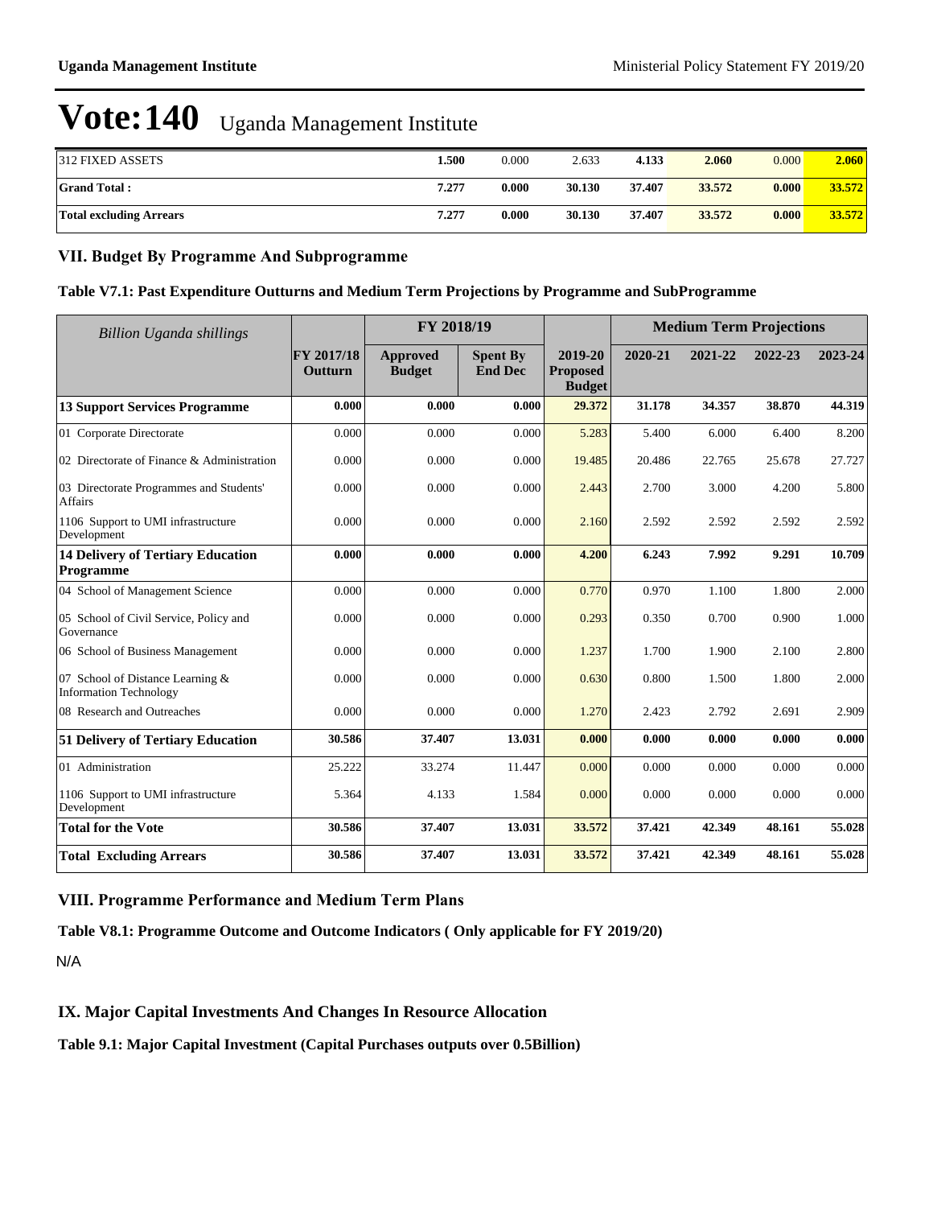# Vote:140 Uganda Management Institute

| | | | | | | | |
|---|---|---|---|---|---|---|---|
| 312 FIXED ASSETS | 1.500 | 0.000 | 2.633 | 4.133 | 2.060 | 0.000 | 2.060 |
| **Grand Total :** | **7.277** | **0.000** | **30.130** | **37.407** | **33.572** | **0.000** | **33.572** |
| **Total excluding Arrears** | **7.277** | **0.000** | **30.130** | **37.407** | **33.572** | **0.000** | **33.572** |

## VII. Budget By Programme And Subprogramme

### Table V7.1: Past Expenditure Outturns and Medium Term Projections by Programme and SubProgramme

| *Billion Uganda shillings* | | FY 2018/19 | | | Medium Term Projections | | | |
|---|---|---|---|---|---|---|---|---|
| | FY 2017/18 Outturn | Approved Budget | Spent By End Dec | 2019-20 Proposed Budget | 2020-21 | 2021-22 | 2022-23 | 2023-24 |
| **13 Support Services Programme** | **0.000** | **0.000** | **0.000** | **29.372** | **31.178** | **34.357** | **38.870** | **44.319** |
| 01 Corporate Directorate | 0.000 | 0.000 | 0.000 | 5.283 | 5.400 | 6.000 | 6.400 | 8.200 |
| 02 Directorate of Finance & Administration | 0.000 | 0.000 | 0.000 | 19.485 | 20.486 | 22.765 | 25.678 | 27.727 |
| 03 Directorate Programmes and Students' Affairs | 0.000 | 0.000 | 0.000 | 2.443 | 2.700 | 3.000 | 4.200 | 5.800 |
| 1106 Support to UMI infrastructure Development | 0.000 | 0.000 | 0.000 | 2.160 | 2.592 | 2.592 | 2.592 | 2.592 |
| **14 Delivery of Tertiary Education Programme** | **0.000** | **0.000** | **0.000** | **4.200** | **6.243** | **7.992** | **9.291** | **10.709** |
| 04 School of Management Science | 0.000 | 0.000 | 0.000 | 0.770 | 0.970 | 1.100 | 1.800 | 2.000 |
| 05 School of Civil Service, Policy and Governance | 0.000 | 0.000 | 0.000 | 0.293 | 0.350 | 0.700 | 0.900 | 1.000 |
| 06 School of Business Management | 0.000 | 0.000 | 0.000 | 1.237 | 1.700 | 1.900 | 2.100 | 2.800 |
| 07 School of Distance Learning & Information Technology | 0.000 | 0.000 | 0.000 | 0.630 | 0.800 | 1.500 | 1.800 | 2.000 |
| 08 Research and Outreaches | 0.000 | 0.000 | 0.000 | 1.270 | 2.423 | 2.792 | 2.691 | 2.909 |
| **51 Delivery of Tertiary Education** | **30.586** | **37.407** | **13.031** | **0.000** | **0.000** | **0.000** | **0.000** | **0.000** |
| 01 Administration | 25.222 | 33.274 | 11.447 | 0.000 | 0.000 | 0.000 | 0.000 | 0.000 |
| 1106 Support to UMI infrastructure Development | 5.364 | 4.133 | 1.584 | 0.000 | 0.000 | 0.000 | 0.000 | 0.000 |
| **Total for the Vote** | **30.586** | **37.407** | **13.031** | **33.572** | **37.421** | **42.349** | **48.161** | **55.028** |
| **Total Excluding Arrears** | **30.586** | **37.407** | **13.031** | **33.572** | **37.421** | **42.349** | **48.161** | **55.028** |

## VIII. Programme Performance and Medium Term Plans

### Table V8.1: Programme Outcome and Outcome Indicators ( Only applicable for FY 2019/20)

N/A

## IX. Major Capital Investments And Changes In Resource Allocation

### Table 9.1: Major Capital Investment (Capital Purchases outputs over 0.5Billion)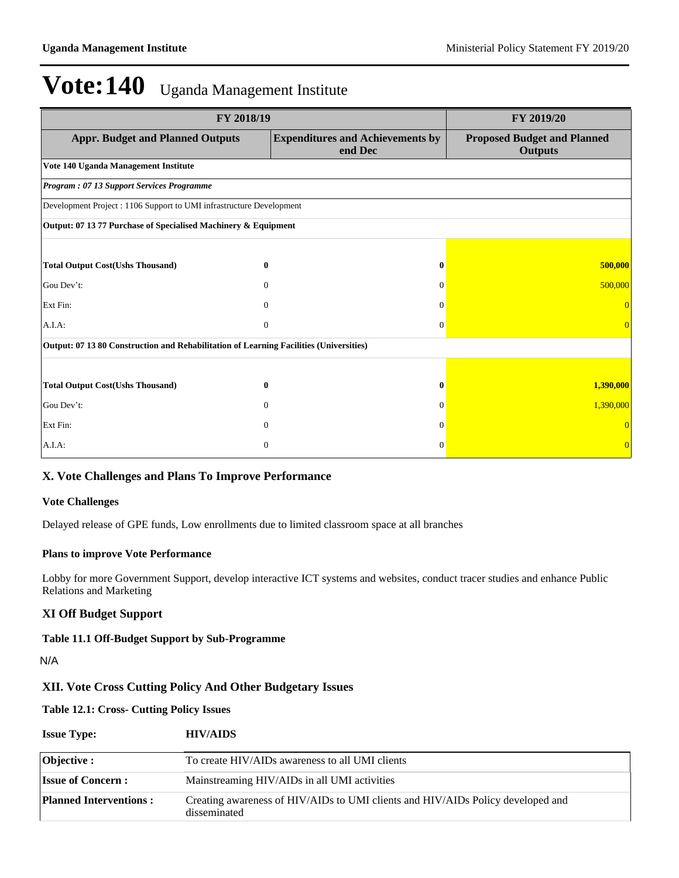# Vote:140 Uganda Management Institute

| FY 2018/19 | | | FY 2019/20 |
|---|---|---|---|
| **Appr. Budget and Planned Outputs** | | **Expenditures and Achievements by end Dec** | **Proposed Budget and Planned Outputs** |
| **Vote 140 Uganda Management Institute** | | | |
| ***Program : 07 13 Support Services Programme*** | | | |
| Development Project : 1106 Support to UMI infrastructure Development | | | |
| **Output: 07 13 77 Purchase of Specialised Machinery & Equipment** | | | |
| **Total Output Cost(Ushs Thousand)** | **0** | **0** | **500,000** |
| Gou Dev't: | 0 | 0 | 500,000 |
| Ext Fin: | 0 | 0 | 0 |
| A.I.A: | 0 | 0 | 0 |
| **Output: 07 13 80 Construction and Rehabilitation of Learning Facilities (Universities)** | | | |
| **Total Output Cost(Ushs Thousand)** | **0** | **0** | **1,390,000** |
| Gou Dev't: | 0 | 0 | 1,390,000 |
| Ext Fin: | 0 | 0 | 0 |
| A.I.A: | 0 | 0 | 0 |

## X. Vote Challenges and Plans To Improve Performance

### Vote Challenges

Delayed release of GPE funds, Low enrollments due to limited classroom space at all branches

### Plans to improve Vote Performance

Lobby for more Government Support, develop interactive ICT systems and websites, conduct tracer studies and enhance Public Relations and Marketing

## XI Off Budget Support

### Table 11.1 Off-Budget Support by Sub-Programme

N/A

## XII. Vote Cross Cutting Policy And Other Budgetary Issues

### Table 12.1: Cross- Cutting Policy Issues

| **Issue Type:** | **HIV/AIDS** |
|---|---|
| **Objective :** | To create HIV/AIDs awareness to all UMI clients |
| **Issue of Concern :** | Mainstreaming HIV/AIDs in all UMI activities |
| **Planned Interventions :** | Creating awareness of HIV/AIDs to UMI clients and HIV/AIDs Policy developed and disseminated |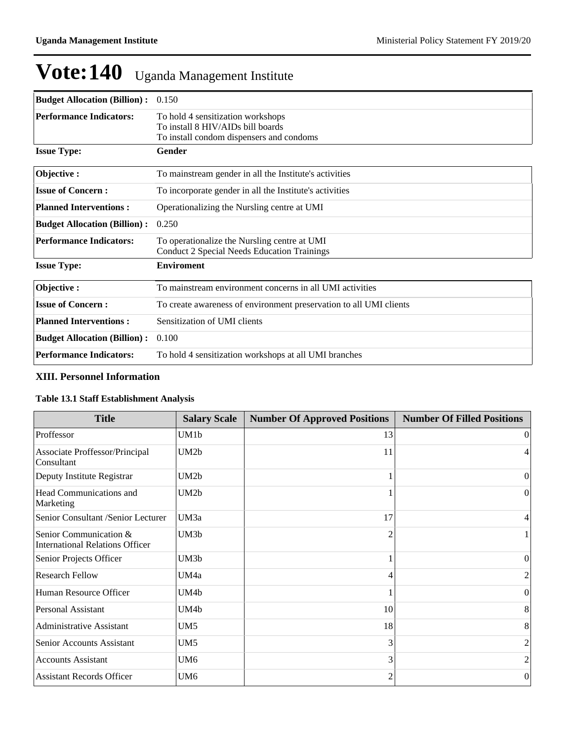# Vote:140 Uganda Management Institute

| | |
|---|---|
| **Budget Allocation (Billion) :** | 0.150 |
| **Performance Indicators:** | To hold 4 sensitization workshops<br>To install 8 HIV/AIDs bill boards<br>To install condom dispensers and condoms |

**Issue Type:** **Gender**

| | |
|---|---|
| **Objective :** | To mainstream gender in all the Institute's activities |
| **Issue of Concern :** | To incorporate gender in all the Institute's activities |
| **Planned Interventions :** | Operationalizing the Nursling centre at UMI |
| **Budget Allocation (Billion) :** | 0.250 |
| **Performance Indicators:** | To operationalize the Nursling centre at UMI<br>Conduct 2 Special Needs Education Trainings |

**Issue Type:** **Enviroment**

| | |
|---|---|
| **Objective :** | To mainstream environment concerns in all UMI activities |
| **Issue of Concern :** | To create awareness of environment preservation to all UMI clients |
| **Planned Interventions :** | Sensitization of UMI clients |
| **Budget Allocation (Billion) :** | 0.100 |
| **Performance Indicators:** | To hold 4 sensitization workshops at all UMI branches |

### XIII. Personnel Information

**Table 13.1 Staff Establishment Analysis**

| Title | Salary Scale | Number Of Approved Positions | Number Of Filled Positions |
|---|---|---|---|
| Proffessor | UM1b | 13 | 0 |
| Associate Proffessor/Principal Consultant | UM2b | 11 | 4 |
| Deputy Institute Registrar | UM2b | 1 | 0 |
| Head Communications and Marketing | UM2b | 1 | 0 |
| Senior Consultant /Senior Lecturer | UM3a | 17 | 4 |
| Senior Communication & International Relations Officer | UM3b | 2 | 1 |
| Senior Projects Officer | UM3b | 1 | 0 |
| Research Fellow | UM4a | 4 | 2 |
| Human Resource Officer | UM4b | 1 | 0 |
| Personal Assistant | UM4b | 10 | 8 |
| Administrative Assistant | UM5 | 18 | 8 |
| Senior Accounts Assistant | UM5 | 3 | 2 |
| Accounts Assistant | UM6 | 3 | 2 |
| Assistant Records Officer | UM6 | 2 | 0 |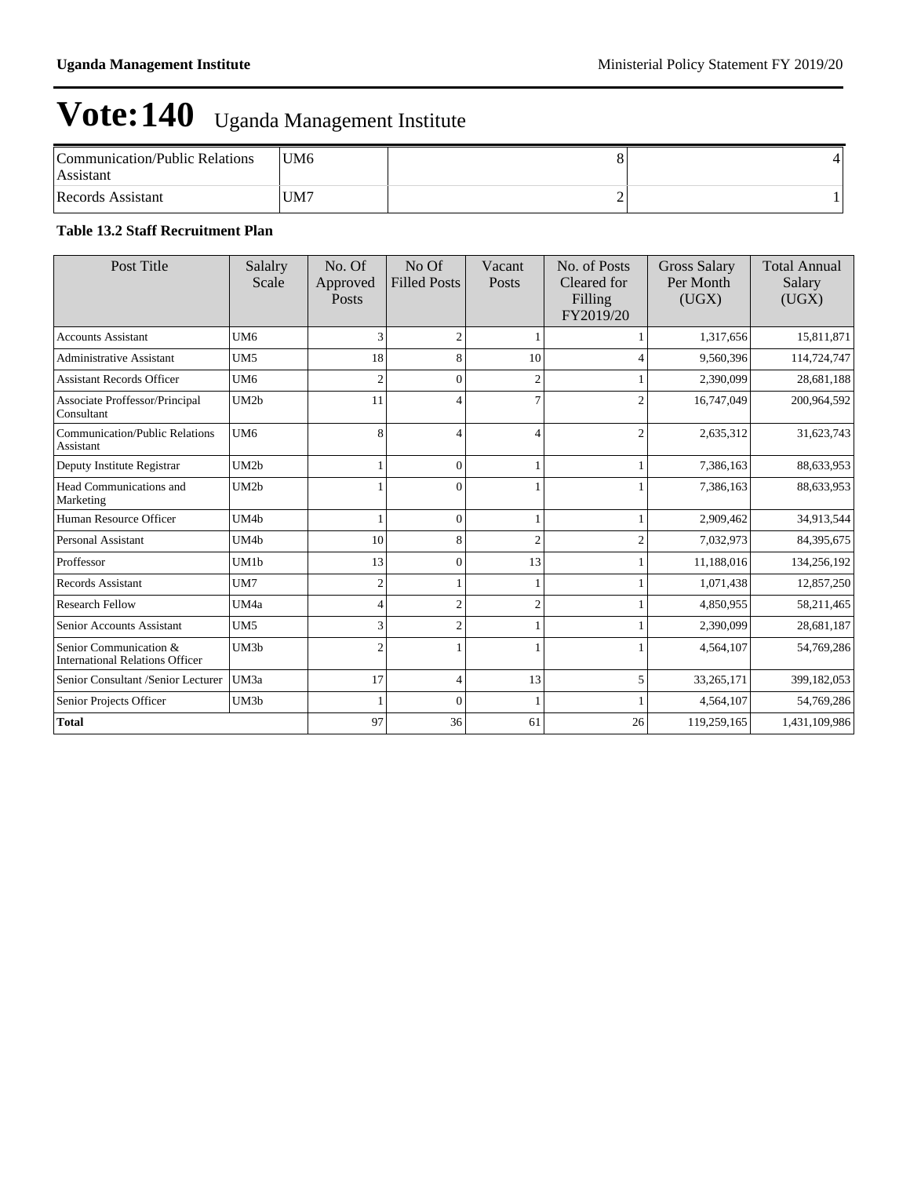# Vote:140 Uganda Management Institute

| | | | |
|---|---|---|---|
| Communication/Public Relations Assistant | UM6 | 8 | 4 |
| Records Assistant | UM7 | 2 | 1 |

**Table 13.2 Staff Recruitment Plan**

| Post Title | Salalry Scale | No. Of Approved Posts | No Of Filled Posts | Vacant Posts | No. of Posts Cleared for Filling FY2019/20 | Gross Salary Per Month (UGX) | Total Annual Salary (UGX) |
|---|---|---|---|---|---|---|---|
| Accounts Assistant | UM6 | 3 | 2 | 1 | 1 | 1,317,656 | 15,811,871 |
| Administrative Assistant | UM5 | 18 | 8 | 10 | 4 | 9,560,396 | 114,724,747 |
| Assistant Records Officer | UM6 | 2 | 0 | 2 | 1 | 2,390,099 | 28,681,188 |
| Associate Proffessor/Principal Consultant | UM2b | 11 | 4 | 7 | 2 | 16,747,049 | 200,964,592 |
| Communication/Public Relations Assistant | UM6 | 8 | 4 | 4 | 2 | 2,635,312 | 31,623,743 |
| Deputy Institute Registrar | UM2b | 1 | 0 | 1 | 1 | 7,386,163 | 88,633,953 |
| Head Communications and Marketing | UM2b | 1 | 0 | 1 | 1 | 7,386,163 | 88,633,953 |
| Human Resource Officer | UM4b | 1 | 0 | 1 | 1 | 2,909,462 | 34,913,544 |
| Personal Assistant | UM4b | 10 | 8 | 2 | 2 | 7,032,973 | 84,395,675 |
| Proffessor | UM1b | 13 | 0 | 13 | 1 | 11,188,016 | 134,256,192 |
| Records Assistant | UM7 | 2 | 1 | 1 | 1 | 1,071,438 | 12,857,250 |
| Research Fellow | UM4a | 4 | 2 | 2 | 1 | 4,850,955 | 58,211,465 |
| Senior Accounts Assistant | UM5 | 3 | 2 | 1 | 1 | 2,390,099 | 28,681,187 |
| Senior Communication & International Relations Officer | UM3b | 2 | 1 | 1 | 1 | 4,564,107 | 54,769,286 |
| Senior Consultant /Senior Lecturer | UM3a | 17 | 4 | 13 | 5 | 33,265,171 | 399,182,053 |
| Senior Projects Officer | UM3b | 1 | 0 | 1 | 1 | 4,564,107 | 54,769,286 |
| **Total** | | 97 | 36 | 61 | 26 | 119,259,165 | 1,431,109,986 |